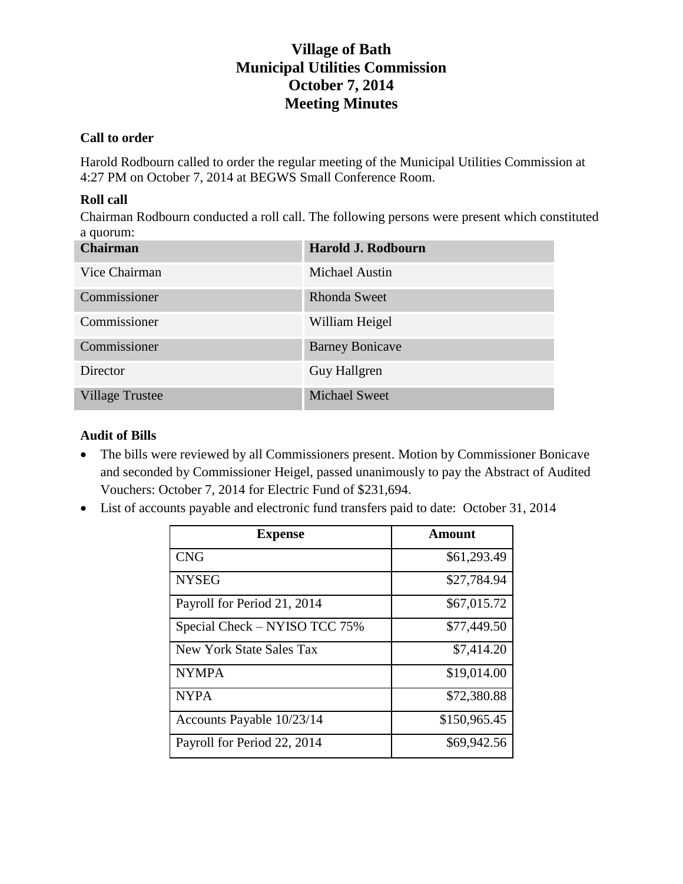# Village of Bath
# Municipal Utilities Commission
# October 7, 2014
# Meeting Minutes

**Call to order**

Harold Rodbourn called to order the regular meeting of the Municipal Utilities Commission at 4:27 PM on October 7, 2014 at BEGWS Small Conference Room.

**Roll call**

Chairman Rodbourn conducted a roll call. The following persons were present which constituted a quorum:

| **Chairman** | **Harold J. Rodbourn** |
|---|---|
| Vice Chairman | Michael Austin |
| Commissioner | Rhonda Sweet |
| Commissioner | William Heigel |
| Commissioner | Barney Bonicave |
| Director | Guy Hallgren |
| Village Trustee | Michael Sweet |

**Audit of Bills**

- The bills were reviewed by all Commissioners present. Motion by Commissioner Bonicave and seconded by Commissioner Heigel, passed unanimously to pay the Abstract of Audited Vouchers: October 7, 2014 for Electric Fund of $231,694.
- List of accounts payable and electronic fund transfers paid to date: October 31, 2014

| Expense | Amount |
|---|---|
| CNG | $61,293.49 |
| NYSEG | $27,784.94 |
| Payroll for Period 21, 2014 | $67,015.72 |
| Special Check – NYISO TCC 75% | $77,449.50 |
| New York State Sales Tax | $7,414.20 |
| NYMPA | $19,014.00 |
| NYPA | $72,380.88 |
| Accounts Payable 10/23/14 | $150,965.45 |
| Payroll for Period 22, 2014 | $69,942.56 |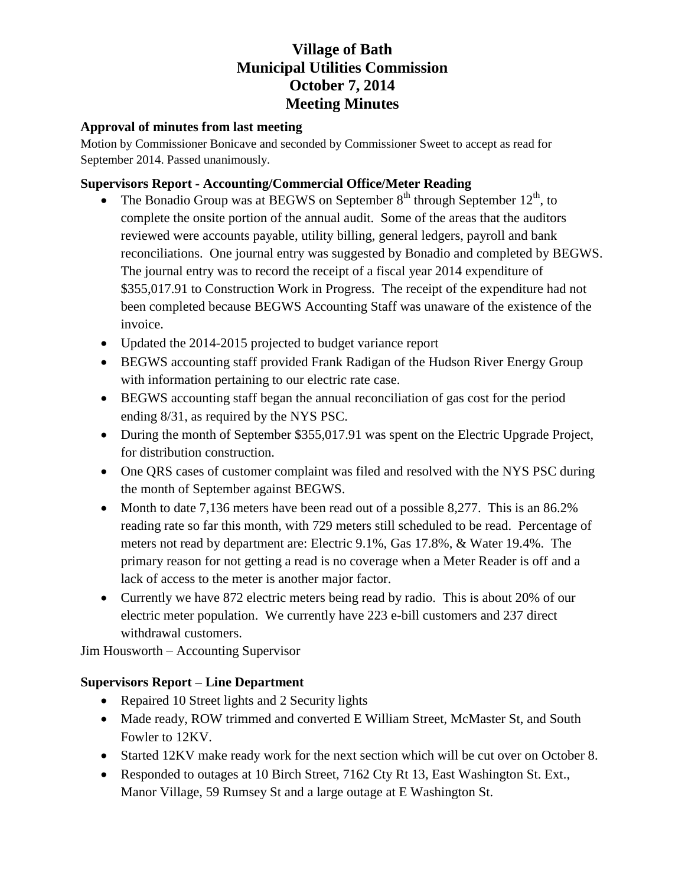# Village of Bath
# Municipal Utilities Commission
# October 7, 2014
# Meeting Minutes

### Approval of minutes from last meeting

Motion by Commissioner Bonicave and seconded by Commissioner Sweet to accept as read for September 2014. Passed unanimously.

### Supervisors Report - Accounting/Commercial Office/Meter Reading

- The Bonadio Group was at BEGWS on September 8th through September 12th, to complete the onsite portion of the annual audit. Some of the areas that the auditors reviewed were accounts payable, utility billing, general ledgers, payroll and bank reconciliations. One journal entry was suggested by Bonadio and completed by BEGWS. The journal entry was to record the receipt of a fiscal year 2014 expenditure of $355,017.91 to Construction Work in Progress. The receipt of the expenditure had not been completed because BEGWS Accounting Staff was unaware of the existence of the invoice.
- Updated the 2014-2015 projected to budget variance report
- BEGWS accounting staff provided Frank Radigan of the Hudson River Energy Group with information pertaining to our electric rate case.
- BEGWS accounting staff began the annual reconciliation of gas cost for the period ending 8/31, as required by the NYS PSC.
- During the month of September $355,017.91 was spent on the Electric Upgrade Project, for distribution construction.
- One QRS cases of customer complaint was filed and resolved with the NYS PSC during the month of September against BEGWS.
- Month to date 7,136 meters have been read out of a possible 8,277. This is an 86.2% reading rate so far this month, with 729 meters still scheduled to be read. Percentage of meters not read by department are: Electric 9.1%, Gas 17.8%, & Water 19.4%. The primary reason for not getting a read is no coverage when a Meter Reader is off and a lack of access to the meter is another major factor.
- Currently we have 872 electric meters being read by radio. This is about 20% of our electric meter population. We currently have 223 e-bill customers and 237 direct withdrawal customers.

Jim Housworth – Accounting Supervisor

### Supervisors Report – Line Department

- Repaired 10 Street lights and 2 Security lights
- Made ready, ROW trimmed and converted E William Street, McMaster St, and South Fowler to 12KV.
- Started 12KV make ready work for the next section which will be cut over on October 8.
- Responded to outages at 10 Birch Street, 7162 Cty Rt 13, East Washington St. Ext., Manor Village, 59 Rumsey St and a large outage at E Washington St.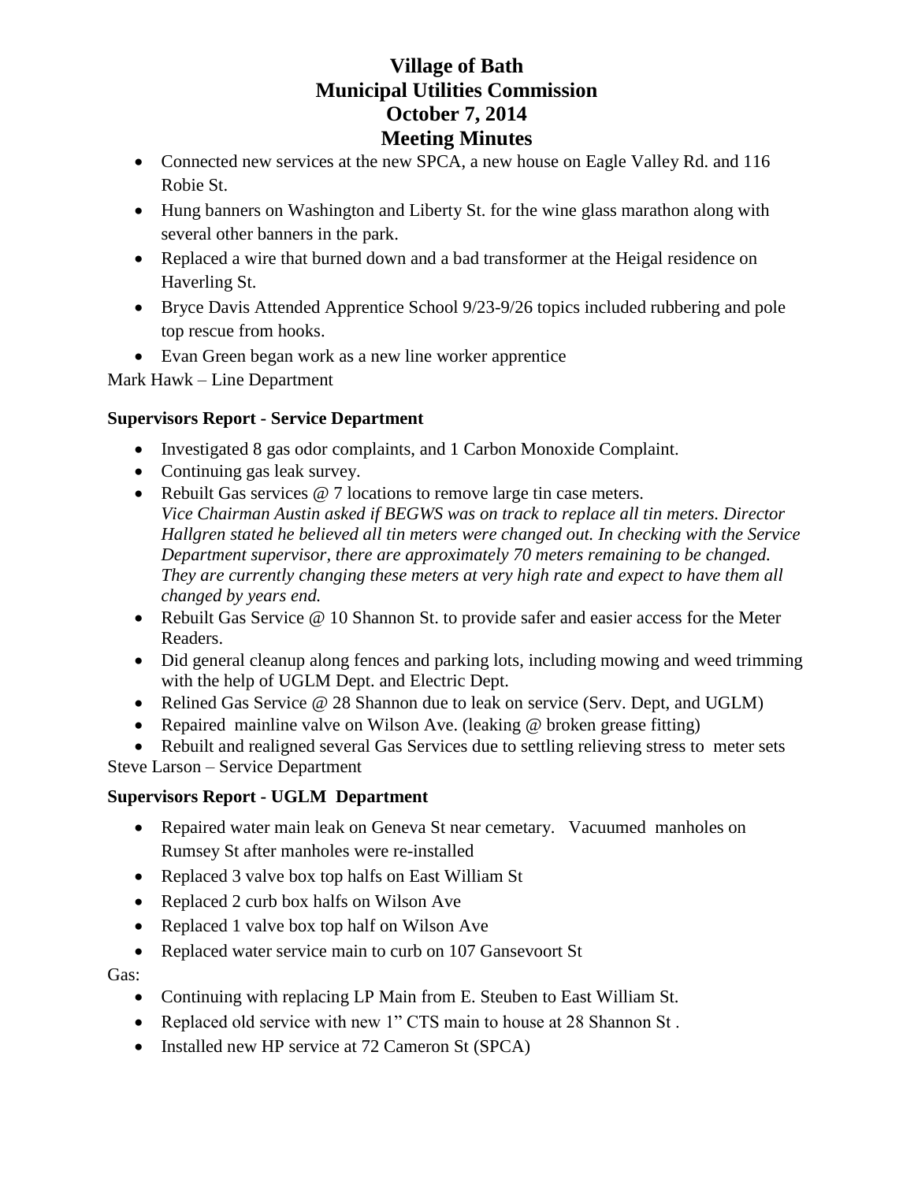# Village of Bath
# Municipal Utilities Commission
# October 7, 2014
# Meeting Minutes

- Connected new services at the new SPCA, a new house on Eagle Valley Rd. and 116 Robie St.
- Hung banners on Washington and Liberty St. for the wine glass marathon along with several other banners in the park.
- Replaced a wire that burned down and a bad transformer at the Heigal residence on Haverling St.
- Bryce Davis Attended Apprentice School 9/23-9/26 topics included rubbering and pole top rescue from hooks.
- Evan Green began work as a new line worker apprentice

Mark Hawk – Line Department

**Supervisors Report - Service Department**

- Investigated 8 gas odor complaints, and 1 Carbon Monoxide Complaint.
- Continuing gas leak survey.
- Rebuilt Gas services @ 7 locations to remove large tin case meters.
  *Vice Chairman Austin asked if BEGWS was on track to replace all tin meters. Director Hallgren stated he believed all tin meters were changed out. In checking with the Service Department supervisor, there are approximately 70 meters remaining to be changed. They are currently changing these meters at very high rate and expect to have them all changed by years end.*
- Rebuilt Gas Service @ 10 Shannon St. to provide safer and easier access for the Meter Readers.
- Did general cleanup along fences and parking lots, including mowing and weed trimming with the help of UGLM Dept. and Electric Dept.
- Relined Gas Service @ 28 Shannon due to leak on service (Serv. Dept, and UGLM)
- Repaired mainline valve on Wilson Ave. (leaking @ broken grease fitting)
- Rebuilt and realigned several Gas Services due to settling relieving stress to meter sets

Steve Larson – Service Department

**Supervisors Report - UGLM Department**

- Repaired water main leak on Geneva St near cemetary. Vacuumed manholes on Rumsey St after manholes were re-installed
- Replaced 3 valve box top halfs on East William St
- Replaced 2 curb box halfs on Wilson Ave
- Replaced 1 valve box top half on Wilson Ave
- Replaced water service main to curb on 107 Gansevoort St

Gas:

- Continuing with replacing LP Main from E. Steuben to East William St.
- Replaced old service with new 1" CTS main to house at 28 Shannon St .
- Installed new HP service at 72 Cameron St (SPCA)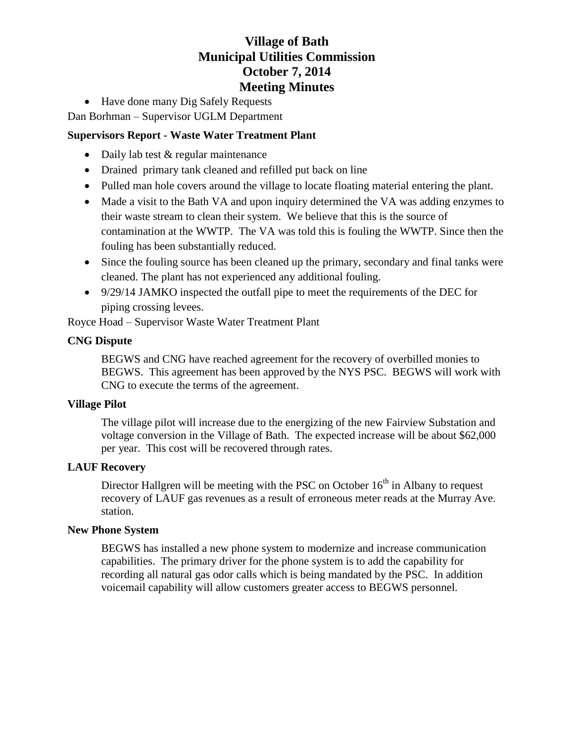# Village of Bath
# Municipal Utilities Commission
# October 7, 2014
# Meeting Minutes

- Have done many Dig Safely Requests

Dan Borhman – Supervisor UGLM Department

**Supervisors Report - Waste Water Treatment Plant**

- Daily lab test & regular maintenance
- Drained primary tank cleaned and refilled put back on line
- Pulled man hole covers around the village to locate floating material entering the plant.
- Made a visit to the Bath VA and upon inquiry determined the VA was adding enzymes to their waste stream to clean their system. We believe that this is the source of contamination at the WWTP. The VA was told this is fouling the WWTP. Since then the fouling has been substantially reduced.
- Since the fouling source has been cleaned up the primary, secondary and final tanks were cleaned. The plant has not experienced any additional fouling.
- 9/29/14 JAMKO inspected the outfall pipe to meet the requirements of the DEC for piping crossing levees.

Royce Hoad – Supervisor Waste Water Treatment Plant

**CNG Dispute**

BEGWS and CNG have reached agreement for the recovery of overbilled monies to BEGWS. This agreement has been approved by the NYS PSC. BEGWS will work with CNG to execute the terms of the agreement.

**Village Pilot**

The village pilot will increase due to the energizing of the new Fairview Substation and voltage conversion in the Village of Bath. The expected increase will be about $62,000 per year. This cost will be recovered through rates.

**LAUF Recovery**

Director Hallgren will be meeting with the PSC on October 16th in Albany to request recovery of LAUF gas revenues as a result of erroneous meter reads at the Murray Ave. station.

**New Phone System**

BEGWS has installed a new phone system to modernize and increase communication capabilities. The primary driver for the phone system is to add the capability for recording all natural gas odor calls which is being mandated by the PSC. In addition voicemail capability will allow customers greater access to BEGWS personnel.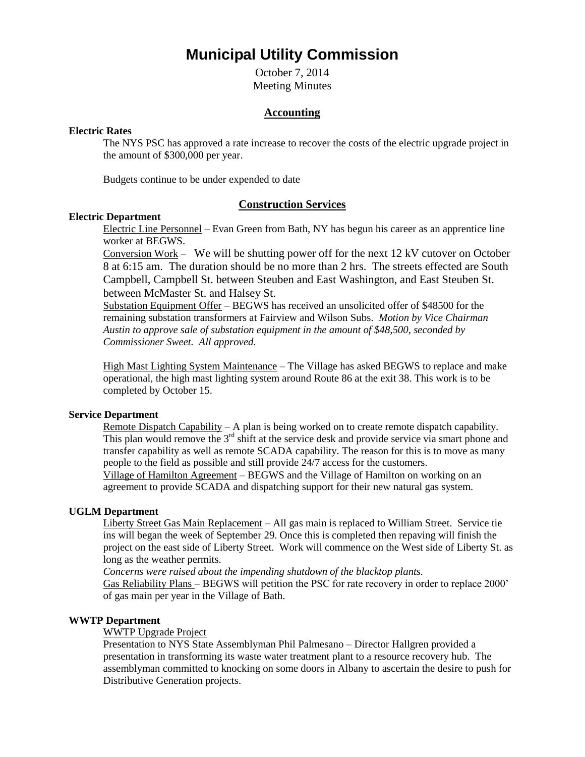# Municipal Utility Commission

October 7, 2014
Meeting Minutes

## Accounting

**Electric Rates**

The NYS PSC has approved a rate increase to recover the costs of the electric upgrade project in the amount of $300,000 per year.

Budgets continue to be under expended to date

## Construction Services

**Electric Department**

Electric Line Personnel – Evan Green from Bath, NY has begun his career as an apprentice line worker at BEGWS.

Conversion Work – We will be shutting power off for the next 12 kV cutover on October 8 at 6:15 am. The duration should be no more than 2 hrs. The streets effected are South Campbell, Campbell St. between Steuben and East Washington, and East Steuben St. between McMaster St. and Halsey St.

Substation Equipment Offer – BEGWS has received an unsolicited offer of $48500 for the remaining substation transformers at Fairview and Wilson Subs. *Motion by Vice Chairman Austin to approve sale of substation equipment in the amount of $48,500, seconded by Commissioner Sweet. All approved.*

High Mast Lighting System Maintenance – The Village has asked BEGWS to replace and make operational, the high mast lighting system around Route 86 at the exit 38. This work is to be completed by October 15.

**Service Department**

Remote Dispatch Capability – A plan is being worked on to create remote dispatch capability. This plan would remove the 3rd shift at the service desk and provide service via smart phone and transfer capability as well as remote SCADA capability. The reason for this is to move as many people to the field as possible and still provide 24/7 access for the customers.

Village of Hamilton Agreement – BEGWS and the Village of Hamilton on working on an agreement to provide SCADA and dispatching support for their new natural gas system.

**UGLM Department**

Liberty Street Gas Main Replacement – All gas main is replaced to William Street. Service tie ins will began the week of September 29. Once this is completed then repaving will finish the project on the east side of Liberty Street. Work will commence on the West side of Liberty St. as long as the weather permits.

*Concerns were raised about the impending shutdown of the blacktop plants.*

Gas Reliability Plans – BEGWS will petition the PSC for rate recovery in order to replace 2000' of gas main per year in the Village of Bath.

**WWTP Department**

WWTP Upgrade Project

Presentation to NYS State Assemblyman Phil Palmesano – Director Hallgren provided a presentation in transforming its waste water treatment plant to a resource recovery hub. The assemblyman committed to knocking on some doors in Albany to ascertain the desire to push for Distributive Generation projects.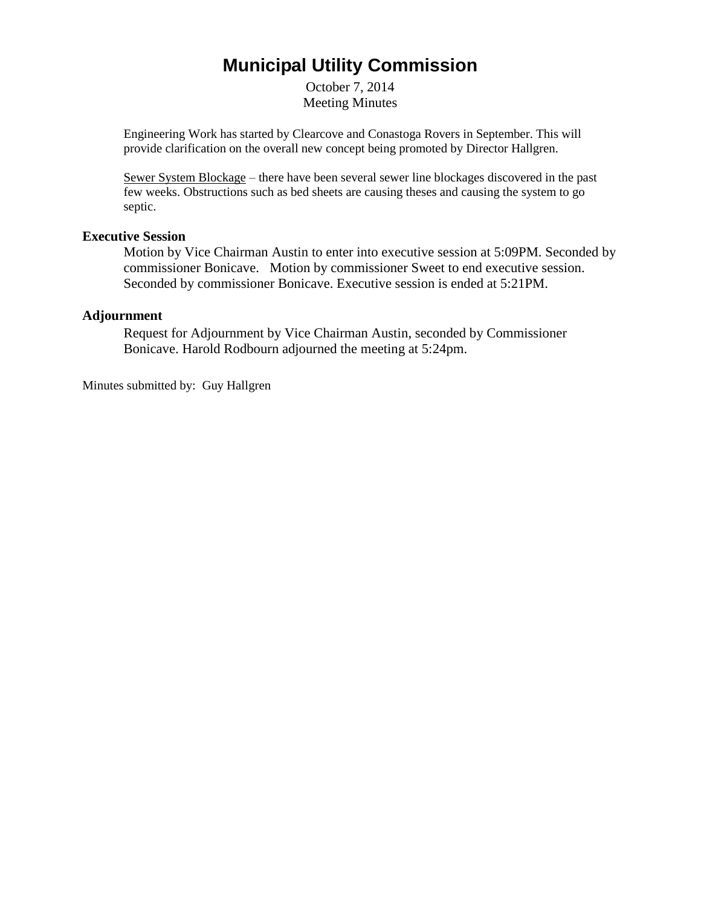# Municipal Utility Commission

October 7, 2014
Meeting Minutes

Engineering Work has started by Clearcove and Conastoga Rovers in September. This will provide clarification on the overall new concept being promoted by Director Hallgren.

Sewer System Blockage – there have been several sewer line blockages discovered in the past few weeks. Obstructions such as bed sheets are causing theses and causing the system to go septic.

### Executive Session

Motion by Vice Chairman Austin to enter into executive session at 5:09PM. Seconded by commissioner Bonicave. Motion by commissioner Sweet to end executive session. Seconded by commissioner Bonicave. Executive session is ended at 5:21PM.

### Adjournment

Request for Adjournment by Vice Chairman Austin, seconded by Commissioner Bonicave. Harold Rodbourn adjourned the meeting at 5:24pm.

Minutes submitted by: Guy Hallgren